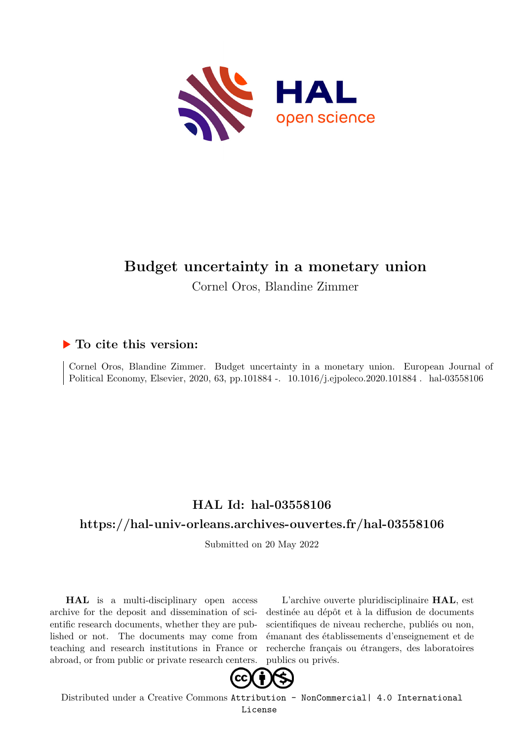# Budget uncertainty in a monetary union

Cornel Oros, Blandine Zimmer

## ▶ To cite this version:

Cornel Oros, Blandine Zimmer. Budget uncertainty in a monetary union. European Journal of Political Economy, Elsevier, 2020, 63, pp.101884 -. 10.1016/j.ejpoleco.2020.101884 . hal-03558106

## HAL Id: hal-03558106

## https://hal-univ-orleans.archives-ouvertes.fr/hal-03558106

Submitted on 20 May 2022

**HAL** is a multi-disciplinary open access archive for the deposit and dissemination of scientific research documents, whether they are published or not. The documents may come from teaching and research institutions in France or abroad, or from public or private research centers.

L'archive ouverte pluridisciplinaire **HAL**, est destinée au dépôt et à la diffusion de documents scientifiques de niveau recherche, publiés ou non, émanant des établissements d'enseignement et de recherche français ou étrangers, des laboratoires publics ou privés.

Distributed under a Creative Commons Attribution - NonCommercial| 4.0 International License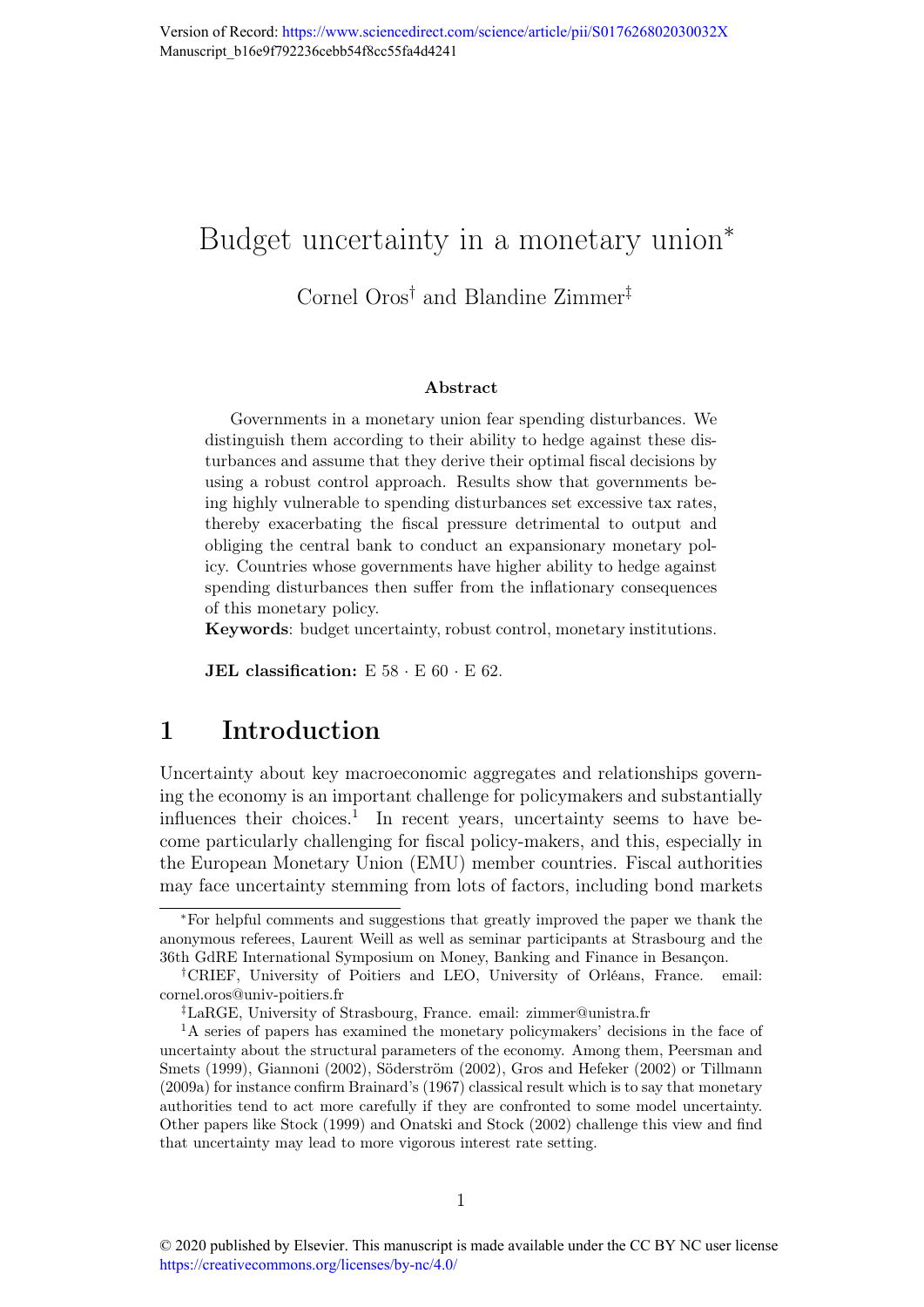Version of Record: https://www.sciencedirect.com/science/article/pii/S017626802030032X
Manuscript_b16e9f792236cebb54f8cc55fa4d4241

# Budget uncertainty in a monetary union*

Cornel Oros† and Blandine Zimmer‡

### Abstract

Governments in a monetary union fear spending disturbances. We distinguish them according to their ability to hedge against these disturbances and assume that they derive their optimal fiscal decisions by using a robust control approach. Results show that governments being highly vulnerable to spending disturbances set excessive tax rates, thereby exacerbating the fiscal pressure detrimental to output and obliging the central bank to conduct an expansionary monetary policy. Countries whose governments have higher ability to hedge against spending disturbances then suffer from the inflationary consequences of this monetary policy.

**Keywords**: budget uncertainty, robust control, monetary institutions.

**JEL classification:** E 58 · E 60 · E 62.

## 1 Introduction

Uncertainty about key macroeconomic aggregates and relationships governing the economy is an important challenge for policymakers and substantially influences their choices.[1] In recent years, uncertainty seems to have become particularly challenging for fiscal policy-makers, and this, especially in the European Monetary Union (EMU) member countries. Fiscal authorities may face uncertainty stemming from lots of factors, including bond markets

---

*For helpful comments and suggestions that greatly improved the paper we thank the anonymous referees, Laurent Weill as well as seminar participants at Strasbourg and the 36th GdRE International Symposium on Money, Banking and Finance in Besançon.

†CRIEF, University of Poitiers and LEO, University of Orléans, France. email: cornel.oros@univ-poitiers.fr

‡LaRGE, University of Strasbourg, France. email: zimmer@unistra.fr

[1] A series of papers has examined the monetary policymakers' decisions in the face of uncertainty about the structural parameters of the economy. Among them, Peersman and Smets (1999), Giannoni (2002), Söderström (2002), Gros and Hefeker (2002) or Tillmann (2009a) for instance confirm Brainard's (1967) classical result which is to say that monetary authorities tend to act more carefully if they are confronted to some model uncertainty. Other papers like Stock (1999) and Onatski and Stock (2002) challenge this view and find that uncertainty may lead to more vigorous interest rate setting.

© 2020 published by Elsevier. This manuscript is made available under the CC BY NC user license https://creativecommons.org/licenses/by-nc/4.0/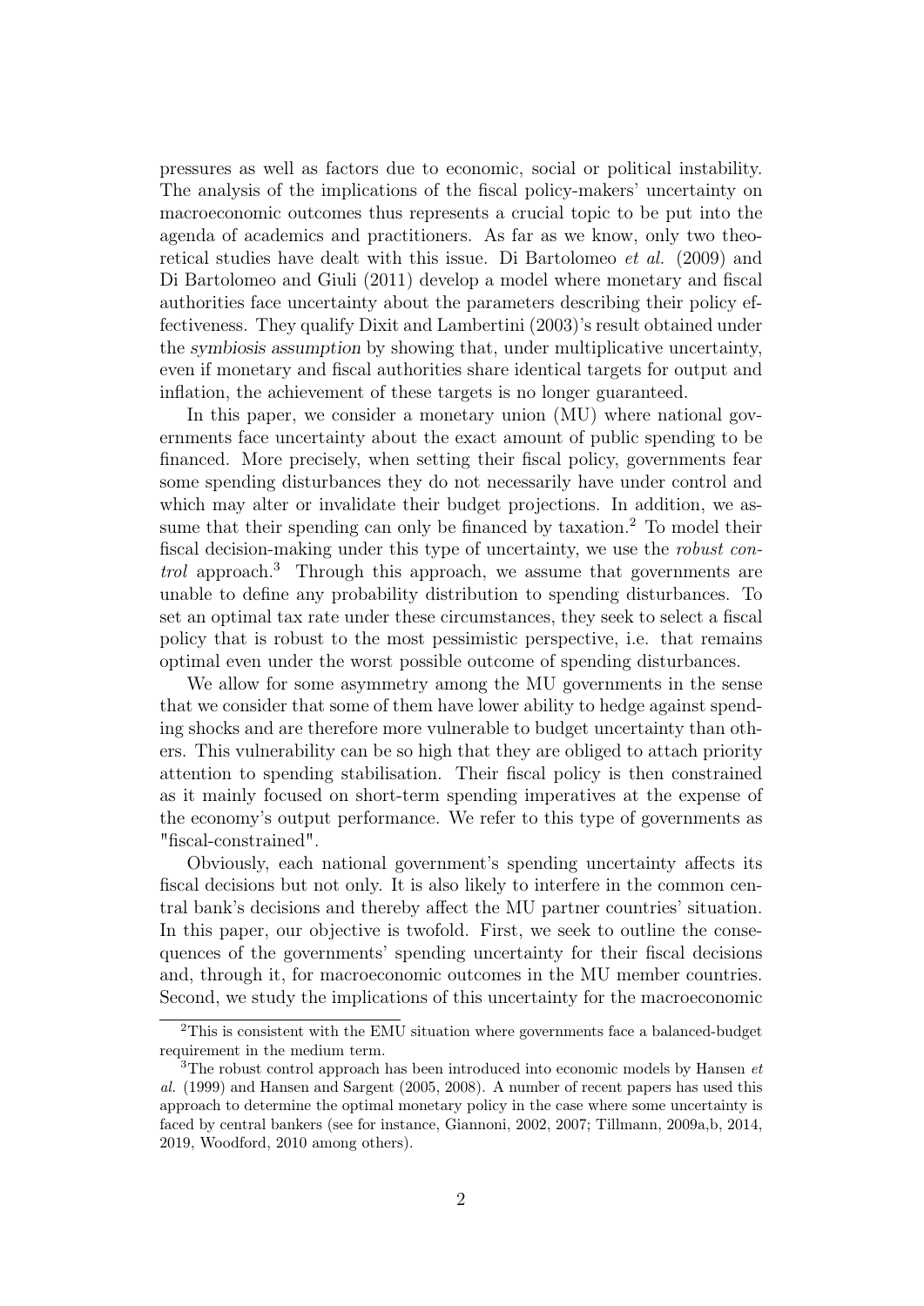pressures as well as factors due to economic, social or political instability. The analysis of the implications of the fiscal policy-makers' uncertainty on macroeconomic outcomes thus represents a crucial topic to be put into the agenda of academics and practitioners. As far as we know, only two theoretical studies have dealt with this issue. Di Bartolomeo *et al.* (2009) and Di Bartolomeo and Giuli (2011) develop a model where monetary and fiscal authorities face uncertainty about the parameters describing their policy effectiveness. They qualify Dixit and Lambertini (2003)'s result obtained under the *symbiosis assumption* by showing that, under multiplicative uncertainty, even if monetary and fiscal authorities share identical targets for output and inflation, the achievement of these targets is no longer guaranteed.

In this paper, we consider a monetary union (MU) where national governments face uncertainty about the exact amount of public spending to be financed. More precisely, when setting their fiscal policy, governments fear some spending disturbances they do not necessarily have under control and which may alter or invalidate their budget projections. In addition, we assume that their spending can only be financed by taxation.[2] To model their fiscal decision-making under this type of uncertainty, we use the *robust control* approach.[3] Through this approach, we assume that governments are unable to define any probability distribution to spending disturbances. To set an optimal tax rate under these circumstances, they seek to select a fiscal policy that is robust to the most pessimistic perspective, i.e. that remains optimal even under the worst possible outcome of spending disturbances.

We allow for some asymmetry among the MU governments in the sense that we consider that some of them have lower ability to hedge against spending shocks and are therefore more vulnerable to budget uncertainty than others. This vulnerability can be so high that they are obliged to attach priority attention to spending stabilisation. Their fiscal policy is then constrained as it mainly focused on short-term spending imperatives at the expense of the economy's output performance. We refer to this type of governments as "fiscal-constrained".

Obviously, each national government's spending uncertainty affects its fiscal decisions but not only. It is also likely to interfere in the common central bank's decisions and thereby affect the MU partner countries' situation. In this paper, our objective is twofold. First, we seek to outline the consequences of the governments' spending uncertainty for their fiscal decisions and, through it, for macroeconomic outcomes in the MU member countries. Second, we study the implications of this uncertainty for the macroeconomic

[2] This is consistent with the EMU situation where governments face a balanced-budget requirement in the medium term.

[3] The robust control approach has been introduced into economic models by Hansen *et al.* (1999) and Hansen and Sargent (2005, 2008). A number of recent papers has used this approach to determine the optimal monetary policy in the case where some uncertainty is faced by central bankers (see for instance, Giannoni, 2002, 2007; Tillmann, 2009a,b, 2014, 2019, Woodford, 2010 among others).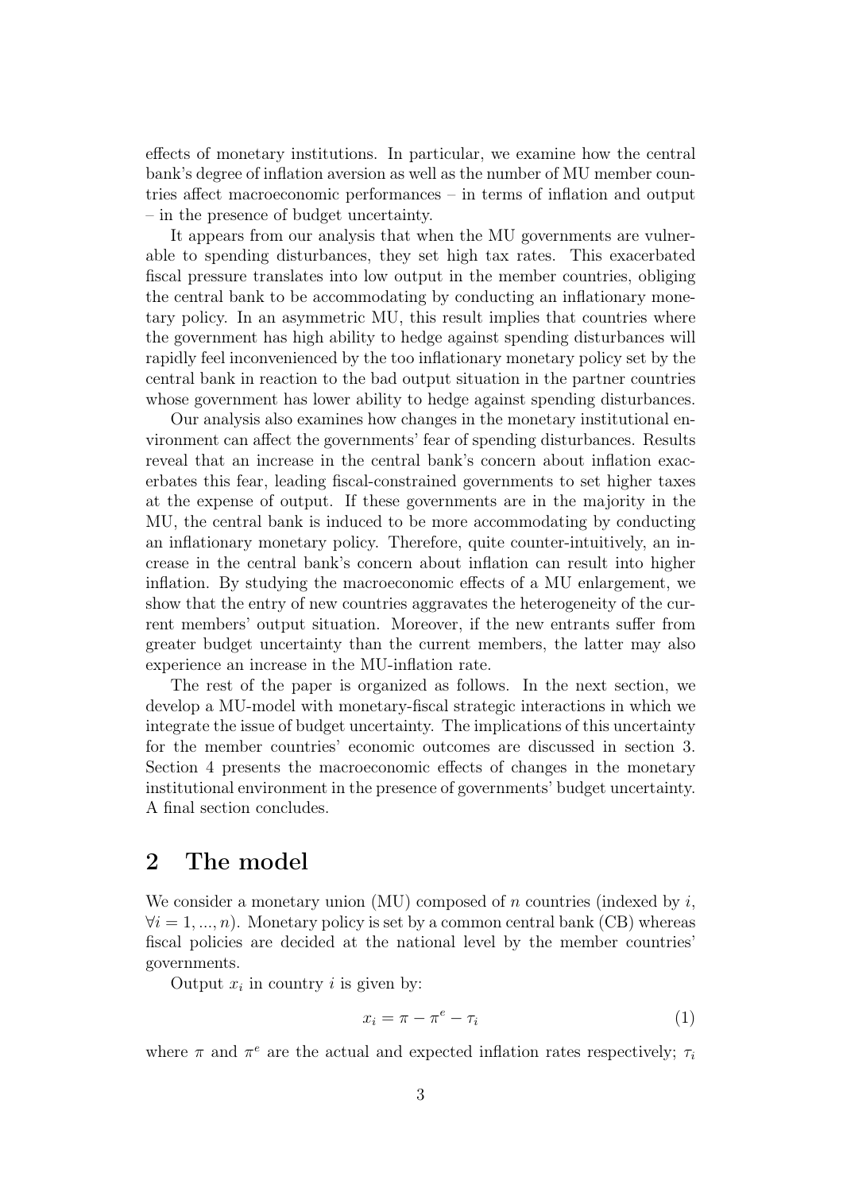effects of monetary institutions. In particular, we examine how the central bank's degree of inflation aversion as well as the number of MU member countries affect macroeconomic performances – in terms of inflation and output – in the presence of budget uncertainty.

It appears from our analysis that when the MU governments are vulnerable to spending disturbances, they set high tax rates. This exacerbated fiscal pressure translates into low output in the member countries, obliging the central bank to be accommodating by conducting an inflationary monetary policy. In an asymmetric MU, this result implies that countries where the government has high ability to hedge against spending disturbances will rapidly feel inconvenienced by the too inflationary monetary policy set by the central bank in reaction to the bad output situation in the partner countries whose government has lower ability to hedge against spending disturbances.

Our analysis also examines how changes in the monetary institutional environment can affect the governments' fear of spending disturbances. Results reveal that an increase in the central bank's concern about inflation exacerbates this fear, leading fiscal-constrained governments to set higher taxes at the expense of output. If these governments are in the majority in the MU, the central bank is induced to be more accommodating by conducting an inflationary monetary policy. Therefore, quite counter-intuitively, an increase in the central bank's concern about inflation can result into higher inflation. By studying the macroeconomic effects of a MU enlargement, we show that the entry of new countries aggravates the heterogeneity of the current members' output situation. Moreover, if the new entrants suffer from greater budget uncertainty than the current members, the latter may also experience an increase in the MU-inflation rate.

The rest of the paper is organized as follows. In the next section, we develop a MU-model with monetary-fiscal strategic interactions in which we integrate the issue of budget uncertainty. The implications of this uncertainty for the member countries' economic outcomes are discussed in section 3. Section 4 presents the macroeconomic effects of changes in the monetary institutional environment in the presence of governments' budget uncertainty. A final section concludes.

## 2 The model

We consider a monetary union (MU) composed of $n$ countries (indexed by $i$, $\forall i = 1, ..., n$). Monetary policy is set by a common central bank (CB) whereas fiscal policies are decided at the national level by the member countries' governments.

Output $x_i$ in country $i$ is given by:

$$x_i = \pi - \pi^e - \tau_i \tag{1}$$

where $\pi$ and $\pi^e$ are the actual and expected inflation rates respectively; $\tau_i$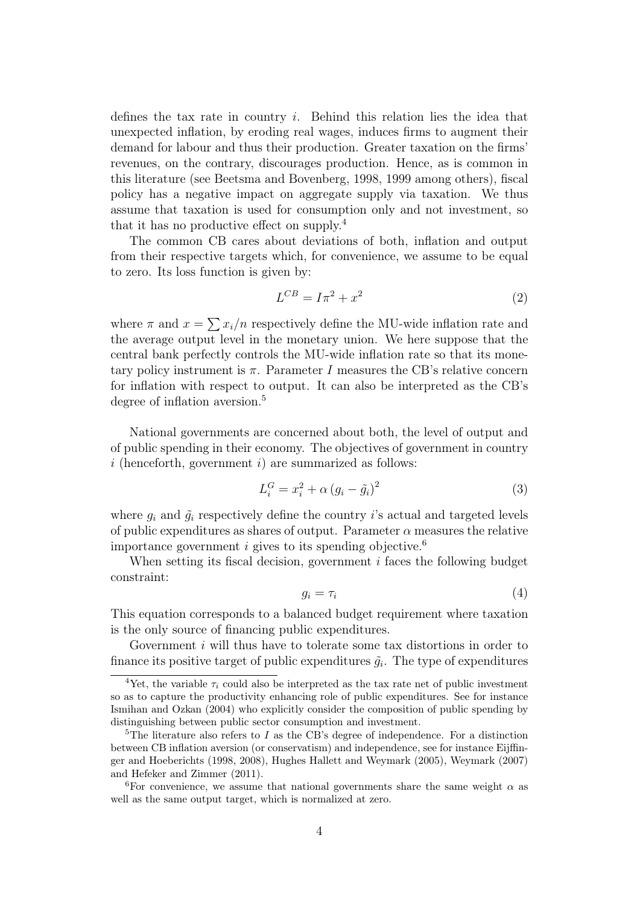defines the tax rate in country $i$. Behind this relation lies the idea that unexpected inflation, by eroding real wages, induces firms to augment their demand for labour and thus their production. Greater taxation on the firms' revenues, on the contrary, discourages production. Hence, as is common in this literature (see Beetsma and Bovenberg, 1998, 1999 among others), fiscal policy has a negative impact on aggregate supply via taxation. We thus assume that taxation is used for consumption only and not investment, so that it has no productive effect on supply.[4]

The common CB cares about deviations of both, inflation and output from their respective targets which, for convenience, we assume to be equal to zero. Its loss function is given by:

$$L^{CB} = I\pi^2 + x^2 \tag{2}$$

where $\pi$ and $x = \sum x_i/n$ respectively define the MU-wide inflation rate and the average output level in the monetary union. We here suppose that the central bank perfectly controls the MU-wide inflation rate so that its monetary policy instrument is $\pi$. Parameter $I$ measures the CB's relative concern for inflation with respect to output. It can also be interpreted as the CB's degree of inflation aversion.[5]

National governments are concerned about both, the level of output and of public spending in their economy. The objectives of government in country $i$ (henceforth, government $i$) are summarized as follows:

$$L_i^G = x_i^2 + \alpha \left(g_i - \tilde{g}_i\right)^2 \tag{3}$$

where $g_i$ and $\tilde{g}_i$ respectively define the country $i$'s actual and targeted levels of public expenditures as shares of output. Parameter $\alpha$ measures the relative importance government $i$ gives to its spending objective.[6]

When setting its fiscal decision, government $i$ faces the following budget constraint:

$$g_i = \tau_i \tag{4}$$

This equation corresponds to a balanced budget requirement where taxation is the only source of financing public expenditures.

Government $i$ will thus have to tolerate some tax distortions in order to finance its positive target of public expenditures $\tilde{g}_i$. The type of expenditures

---

[4] Yet, the variable $\tau_i$ could also be interpreted as the tax rate net of public investment so as to capture the productivity enhancing role of public expenditures. See for instance Ismihan and Ozkan (2004) who explicitly consider the composition of public spending by distinguishing between public sector consumption and investment.

[5] The literature also refers to $I$ as the CB's degree of independence. For a distinction between CB inflation aversion (or conservatism) and independence, see for instance Eijffinger and Hoeberichts (1998, 2008), Hughes Hallett and Weymark (2005), Weymark (2007) and Hefeker and Zimmer (2011).

[6] For convenience, we assume that national governments share the same weight $\alpha$ as well as the same output target, which is normalized at zero.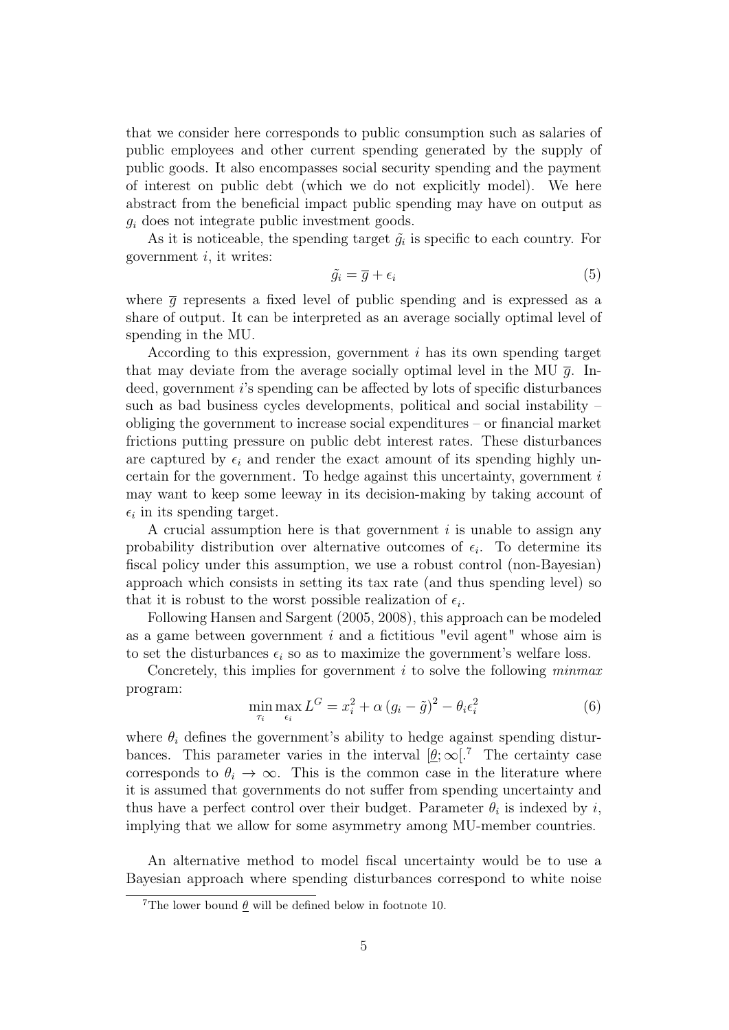that we consider here corresponds to public consumption such as salaries of public employees and other current spending generated by the supply of public goods. It also encompasses social security spending and the payment of interest on public debt (which we do not explicitly model). We here abstract from the beneficial impact public spending may have on output as $g_i$ does not integrate public investment goods.

As it is noticeable, the spending target $\tilde{g}_i$ is specific to each country. For government $i$, it writes:

$$\tilde{g}_i = \overline{g} + \epsilon_i \tag{5}$$

where $\overline{g}$ represents a fixed level of public spending and is expressed as a share of output. It can be interpreted as an average socially optimal level of spending in the MU.

According to this expression, government $i$ has its own spending target that may deviate from the average socially optimal level in the MU $\overline{g}$. Indeed, government $i$'s spending can be affected by lots of specific disturbances such as bad business cycles developments, political and social instability – obliging the government to increase social expenditures – or financial market frictions putting pressure on public debt interest rates. These disturbances are captured by $\epsilon_i$ and render the exact amount of its spending highly uncertain for the government. To hedge against this uncertainty, government $i$ may want to keep some leeway in its decision-making by taking account of $\epsilon_i$ in its spending target.

A crucial assumption here is that government $i$ is unable to assign any probability distribution over alternative outcomes of $\epsilon_i$. To determine its fiscal policy under this assumption, we use a robust control (non-Bayesian) approach which consists in setting its tax rate (and thus spending level) so that it is robust to the worst possible realization of $\epsilon_i$.

Following Hansen and Sargent (2005, 2008), this approach can be modeled as a game between government $i$ and a fictitious "evil agent" whose aim is to set the disturbances $\epsilon_i$ so as to maximize the government's welfare loss.

Concretely, this implies for government $i$ to solve the following *minmax* program:

$$\min_{\tau_i} \max_{\epsilon_i} L^G = x_i^2 + \alpha \left(g_i - \tilde{g}\right)^2 - \theta_i \epsilon_i^2 \tag{6}$$

where $\theta_i$ defines the government's ability to hedge against spending disturbances. This parameter varies in the interval $[\underline{\theta}; \infty[$.[7] The certainty case corresponds to $\theta_i \to \infty$. This is the common case in the literature where it is assumed that governments do not suffer from spending uncertainty and thus have a perfect control over their budget. Parameter $\theta_i$ is indexed by $i$, implying that we allow for some asymmetry among MU-member countries.

An alternative method to model fiscal uncertainty would be to use a Bayesian approach where spending disturbances correspond to white noise

[7] The lower bound $\underline{\theta}$ will be defined below in footnote 10.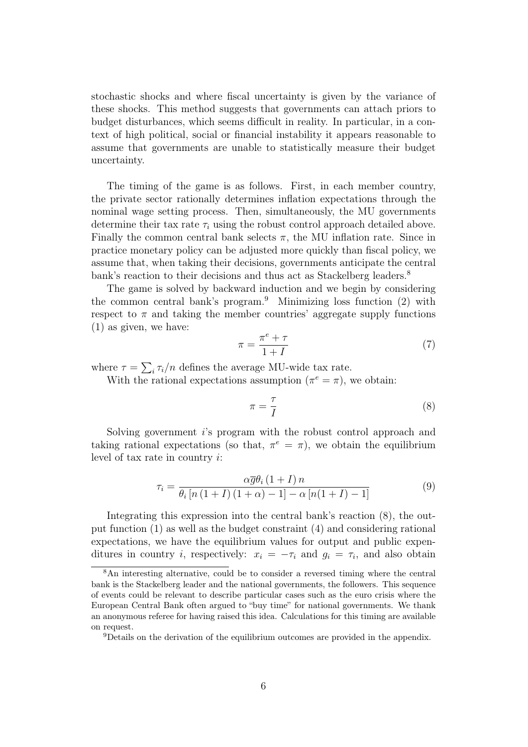stochastic shocks and where fiscal uncertainty is given by the variance of these shocks. This method suggests that governments can attach priors to budget disturbances, which seems difficult in reality. In particular, in a context of high political, social or financial instability it appears reasonable to assume that governments are unable to statistically measure their budget uncertainty.

The timing of the game is as follows. First, in each member country, the private sector rationally determines inflation expectations through the nominal wage setting process. Then, simultaneously, the MU governments determine their tax rate $\tau_i$ using the robust control approach detailed above. Finally the common central bank selects $\pi$, the MU inflation rate. Since in practice monetary policy can be adjusted more quickly than fiscal policy, we assume that, when taking their decisions, governments anticipate the central bank's reaction to their decisions and thus act as Stackelberg leaders.[8]

The game is solved by backward induction and we begin by considering the common central bank's program.[9] Minimizing loss function (2) with respect to $\pi$ and taking the member countries' aggregate supply functions (1) as given, we have:

$$\pi = \frac{\pi^e + \tau}{1 + I} \tag{7}$$

where $\tau = \sum_i \tau_i / n$ defines the average MU-wide tax rate.

With the rational expectations assumption ($\pi^e = \pi$), we obtain:

$$\pi = \frac{\tau}{I} \tag{8}$$

Solving government $i$'s program with the robust control approach and taking rational expectations (so that, $\pi^e = \pi$), we obtain the equilibrium level of tax rate in country $i$:

$$\tau_i = \frac{\alpha \overline{g} \theta_i (1 + I) n}{\theta_i [n (1 + I) (1 + \alpha) - 1] - \alpha [n(1 + I) - 1]} \tag{9}$$

Integrating this expression into the central bank's reaction (8), the output function (1) as well as the budget constraint (4) and considering rational expectations, we have the equilibrium values for output and public expenditures in country $i$, respectively: $x_i = -\tau_i$ and $g_i = \tau_i$, and also obtain

[8] An interesting alternative, could be to consider a reversed timing where the central bank is the Stackelberg leader and the national governments, the followers. This sequence of events could be relevant to describe particular cases such as the euro crisis where the European Central Bank often argued to "buy time" for national governments. We thank an anonymous referee for having raised this idea. Calculations for this timing are available on request.

[9] Details on the derivation of the equilibrium outcomes are provided in the appendix.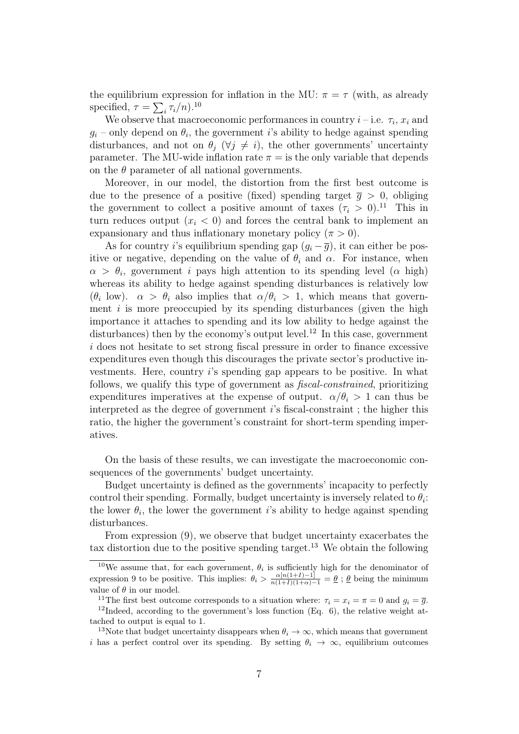the equilibrium expression for inflation in the MU: $\pi = \tau$ (with, as already specified, $\tau = \sum_i \tau_i/n$).[10]

We observe that macroeconomic performances in country $i$ – i.e. $\tau_i$, $x_i$ and $g_i$ – only depend on $\theta_i$, the government $i$'s ability to hedge against spending disturbances, and not on $\theta_j$ ($\forall j \neq i$), the other governments' uncertainty parameter. The MU-wide inflation rate $\pi =$ is the only variable that depends on the $\theta$ parameter of all national governments.

Moreover, in our model, the distortion from the first best outcome is due to the presence of a positive (fixed) spending target $\overline{g} > 0$, obliging the government to collect a positive amount of taxes ($\tau_i > 0$).[11] This in turn reduces output ($x_i < 0$) and forces the central bank to implement an expansionary and thus inflationary monetary policy ($\pi > 0$).

As for country $i$'s equilibrium spending gap ($g_i - \overline{g}$), it can either be positive or negative, depending on the value of $\theta_i$ and $\alpha$. For instance, when $\alpha > \theta_i$, government $i$ pays high attention to its spending level ($\alpha$ high) whereas its ability to hedge against spending disturbances is relatively low ($\theta_i$ low). $\alpha > \theta_i$ also implies that $\alpha/\theta_i > 1$, which means that government $i$ is more preoccupied by its spending disturbances (given the high importance it attaches to spending and its low ability to hedge against the disturbances) then by the economy's output level.[12] In this case, government $i$ does not hesitate to set strong fiscal pressure in order to finance excessive expenditures even though this discourages the private sector's productive investments. Here, country $i$'s spending gap appears to be positive. In what follows, we qualify this type of government as *fiscal-constrained*, prioritizing expenditures imperatives at the expense of output. $\alpha/\theta_i > 1$ can thus be interpreted as the degree of government $i$'s fiscal-constraint ; the higher this ratio, the higher the government's constraint for short-term spending imperatives.

On the basis of these results, we can investigate the macroeconomic consequences of the governments' budget uncertainty.

Budget uncertainty is defined as the governments' incapacity to perfectly control their spending. Formally, budget uncertainty is inversely related to $\theta_i$: the lower $\theta_i$, the lower the government $i$'s ability to hedge against spending disturbances.

From expression (9), we observe that budget uncertainty exacerbates the tax distortion due to the positive spending target.[13] We obtain the following

---

[10] We assume that, for each government, $\theta_i$ is sufficiently high for the denominator of expression 9 to be positive. This implies: $\theta_i > \frac{\alpha[n(1+I)-1]}{n(1+I)(1+\alpha)-1} = \underline{\theta}$ ; $\underline{\theta}$ being the minimum value of $\theta$ in our model.

[11] The first best outcome corresponds to a situation where: $\tau_i = x_i = \pi = 0$ and $g_i = \overline{g}$.

[12] Indeed, according to the government's loss function (Eq. 6), the relative weight attached to output is equal to 1.

[13] Note that budget uncertainty disappears when $\theta_i \to \infty$, which means that government $i$ has a perfect control over its spending. By setting $\theta_i \to \infty$, equilibrium outcomes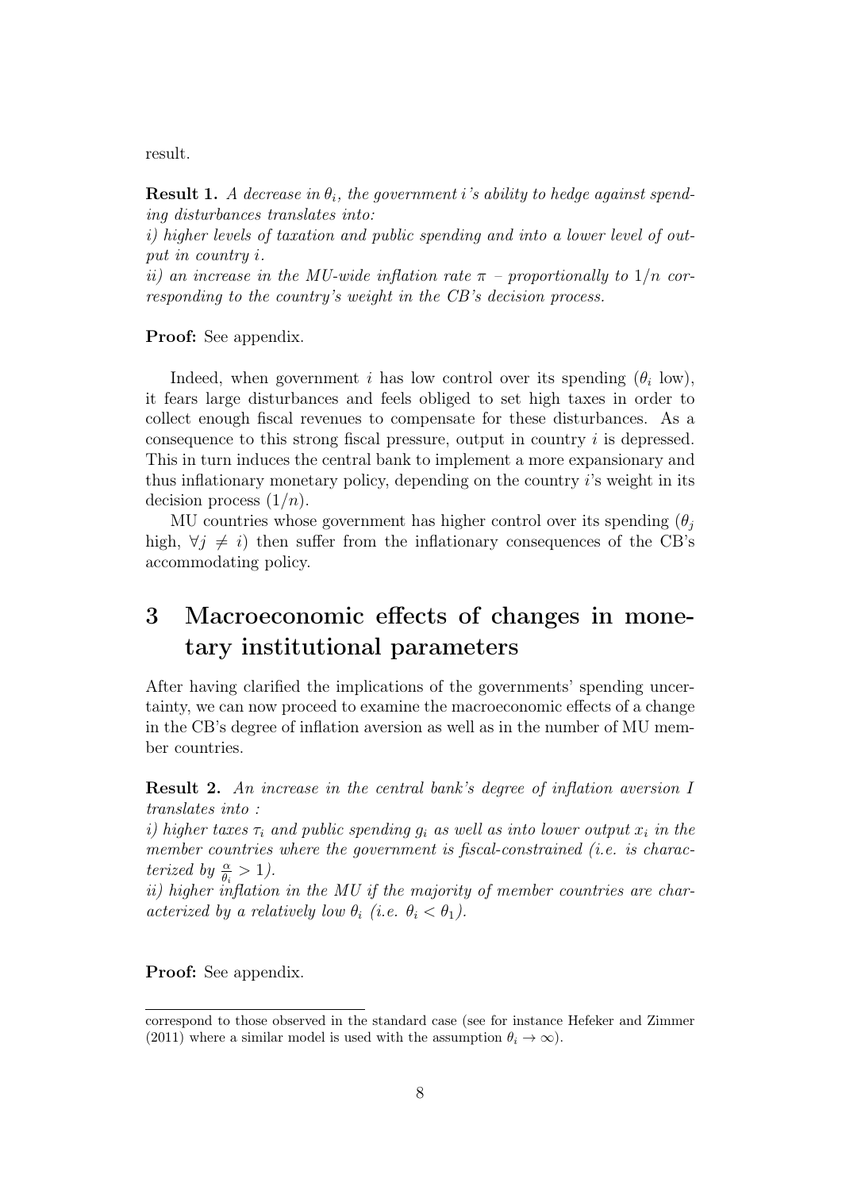result.

**Result 1.** *A decrease in $\theta_i$, the government i's ability to hedge against spending disturbances translates into:*
*i) higher levels of taxation and public spending and into a lower level of output in country i.*
*ii) an increase in the MU-wide inflation rate $\pi$ – proportionally to $1/n$ corresponding to the country's weight in the CB's decision process.*

**Proof:** See appendix.

Indeed, when government $i$ has low control over its spending ($\theta_i$ low), it fears large disturbances and feels obliged to set high taxes in order to collect enough fiscal revenues to compensate for these disturbances. As a consequence to this strong fiscal pressure, output in country $i$ is depressed. This in turn induces the central bank to implement a more expansionary and thus inflationary monetary policy, depending on the country $i$'s weight in its decision process ($1/n$).

MU countries whose government has higher control over its spending ($\theta_j$ high, $\forall j \neq i$) then suffer from the inflationary consequences of the CB's accommodating policy.

# 3 Macroeconomic effects of changes in monetary institutional parameters

After having clarified the implications of the governments' spending uncertainty, we can now proceed to examine the macroeconomic effects of a change in the CB's degree of inflation aversion as well as in the number of MU member countries.

**Result 2.** *An increase in the central bank's degree of inflation aversion I translates into :*
*i) higher taxes $\tau_i$ and public spending $g_i$ as well as into lower output $x_i$ in the member countries where the government is fiscal-constrained (i.e. is characterized by $\frac{\alpha}{\theta_i} > 1$).*
*ii) higher inflation in the MU if the majority of member countries are characterized by a relatively low $\theta_i$ (i.e. $\theta_i < \theta_1$).*

**Proof:** See appendix.

correspond to those observed in the standard case (see for instance Hefeker and Zimmer (2011) where a similar model is used with the assumption $\theta_i \to \infty$).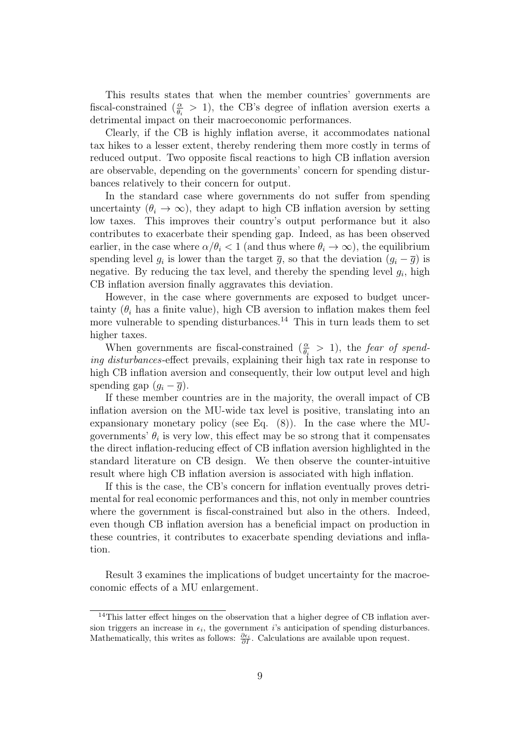This results states that when the member countries' governments are fiscal-constrained ($\frac{\alpha}{\theta_i} > 1$), the CB's degree of inflation aversion exerts a detrimental impact on their macroeconomic performances.

Clearly, if the CB is highly inflation averse, it accommodates national tax hikes to a lesser extent, thereby rendering them more costly in terms of reduced output. Two opposite fiscal reactions to high CB inflation aversion are observable, depending on the governments' concern for spending disturbances relatively to their concern for output.

In the standard case where governments do not suffer from spending uncertainty ($\theta_i \to \infty$), they adapt to high CB inflation aversion by setting low taxes. This improves their country's output performance but it also contributes to exacerbate their spending gap. Indeed, as has been observed earlier, in the case where $\alpha/\theta_i < 1$ (and thus where $\theta_i \to \infty$), the equilibrium spending level $g_i$ is lower than the target $\overline{g}$, so that the deviation $(g_i - \overline{g})$ is negative. By reducing the tax level, and thereby the spending level $g_i$, high CB inflation aversion finally aggravates this deviation.

However, in the case where governments are exposed to budget uncertainty ($\theta_i$ has a finite value), high CB aversion to inflation makes them feel more vulnerable to spending disturbances.[14] This in turn leads them to set higher taxes.

When governments are fiscal-constrained ($\frac{\alpha}{\theta_i} > 1$), the *fear of spending disturbances*-effect prevails, explaining their high tax rate in response to high CB inflation aversion and consequently, their low output level and high spending gap $(g_i - \overline{g})$.

If these member countries are in the majority, the overall impact of CB inflation aversion on the MU-wide tax level is positive, translating into an expansionary monetary policy (see Eq. (8)). In the case where the MU-governments' $\theta_i$ is very low, this effect may be so strong that it compensates the direct inflation-reducing effect of CB inflation aversion highlighted in the standard literature on CB design. We then observe the counter-intuitive result where high CB inflation aversion is associated with high inflation.

If this is the case, the CB's concern for inflation eventually proves detrimental for real economic performances and this, not only in member countries where the government is fiscal-constrained but also in the others. Indeed, even though CB inflation aversion has a beneficial impact on production in these countries, it contributes to exacerbate spending deviations and inflation.

Result 3 examines the implications of budget uncertainty for the macroeconomic effects of a MU enlargement.

[14] This latter effect hinges on the observation that a higher degree of CB inflation aversion triggers an increase in $\epsilon_i$, the government $i$'s anticipation of spending disturbances. Mathematically, this writes as follows: $\frac{\partial \epsilon_i}{\partial I}$. Calculations are available upon request.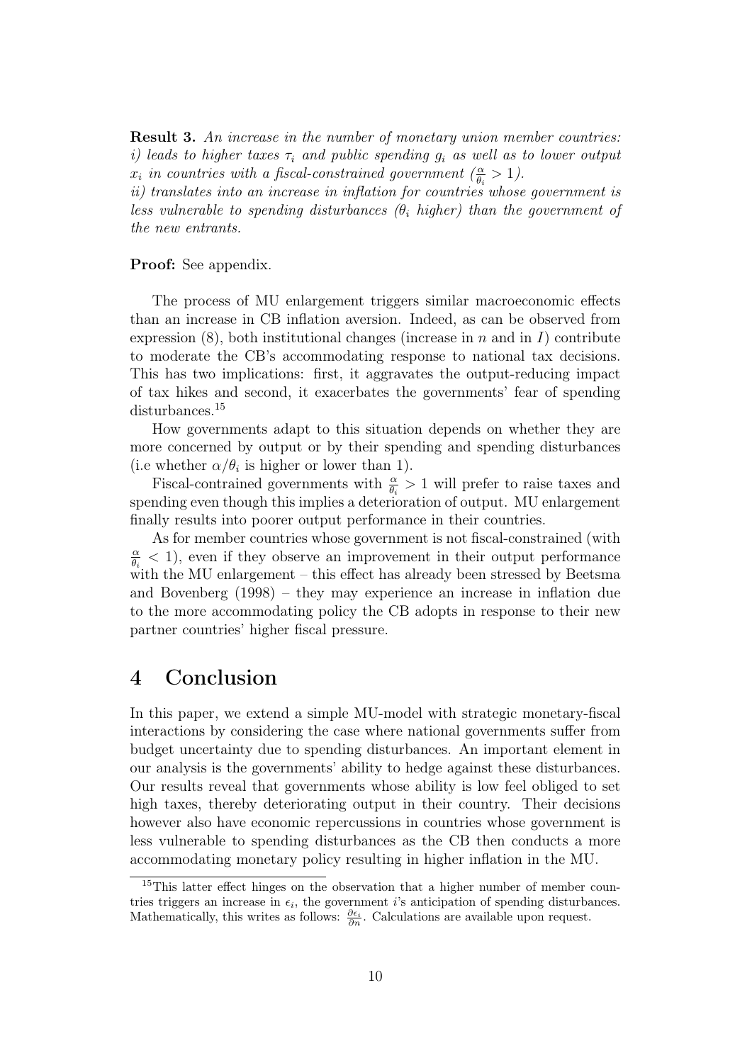**Result 3.** *An increase in the number of monetary union member countries:*
*i) leads to higher taxes $\tau_i$ and public spending $g_i$ as well as to lower output $x_i$ in countries with a fiscal-constrained government ($\frac{\alpha}{\theta_i} > 1$).*
*ii) translates into an increase in inflation for countries whose government is less vulnerable to spending disturbances ($\theta_i$ higher) than the government of the new entrants.*

**Proof:** See appendix.

The process of MU enlargement triggers similar macroeconomic effects than an increase in CB inflation aversion. Indeed, as can be observed from expression (8), both institutional changes (increase in $n$ and in $I$) contribute to moderate the CB's accommodating response to national tax decisions. This has two implications: first, it aggravates the output-reducing impact of tax hikes and second, it exacerbates the governments' fear of spending disturbances.[15]

How governments adapt to this situation depends on whether they are more concerned by output or by their spending and spending disturbances (i.e whether $\alpha/\theta_i$ is higher or lower than 1).

Fiscal-contrained governments with $\frac{\alpha}{\theta_i} > 1$ will prefer to raise taxes and spending even though this implies a deterioration of output. MU enlargement finally results into poorer output performance in their countries.

As for member countries whose government is not fiscal-constrained (with $\frac{\alpha}{\theta_i} < 1$), even if they observe an improvement in their output performance with the MU enlargement – this effect has already been stressed by Beetsma and Bovenberg (1998) – they may experience an increase in inflation due to the more accommodating policy the CB adopts in response to their new partner countries' higher fiscal pressure.

# 4 Conclusion

In this paper, we extend a simple MU-model with strategic monetary-fiscal interactions by considering the case where national governments suffer from budget uncertainty due to spending disturbances. An important element in our analysis is the governments' ability to hedge against these disturbances. Our results reveal that governments whose ability is low feel obliged to set high taxes, thereby deteriorating output in their country. Their decisions however also have economic repercussions in countries whose government is less vulnerable to spending disturbances as the CB then conducts a more accommodating monetary policy resulting in higher inflation in the MU.

[15] This latter effect hinges on the observation that a higher number of member countries triggers an increase in $\epsilon_i$, the government $i$'s anticipation of spending disturbances. Mathematically, this writes as follows: $\frac{\partial \epsilon_i}{\partial n}$. Calculations are available upon request.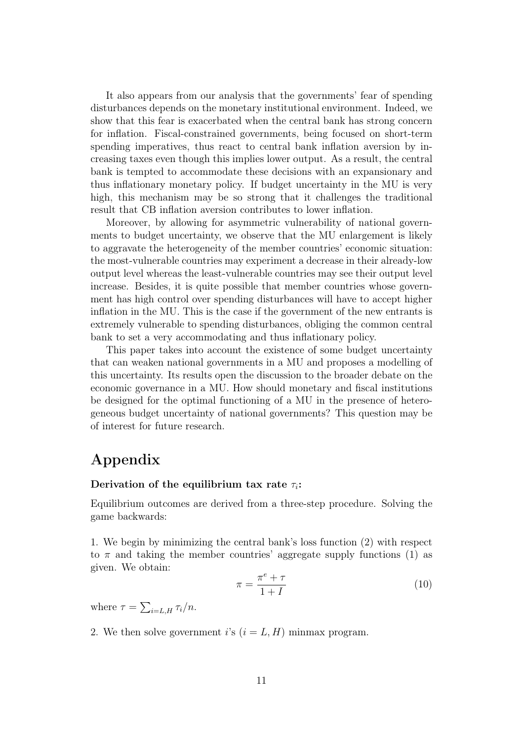It also appears from our analysis that the governments' fear of spending disturbances depends on the monetary institutional environment. Indeed, we show that this fear is exacerbated when the central bank has strong concern for inflation. Fiscal-constrained governments, being focused on short-term spending imperatives, thus react to central bank inflation aversion by increasing taxes even though this implies lower output. As a result, the central bank is tempted to accommodate these decisions with an expansionary and thus inflationary monetary policy. If budget uncertainty in the MU is very high, this mechanism may be so strong that it challenges the traditional result that CB inflation aversion contributes to lower inflation.

Moreover, by allowing for asymmetric vulnerability of national governments to budget uncertainty, we observe that the MU enlargement is likely to aggravate the heterogeneity of the member countries' economic situation: the most-vulnerable countries may experiment a decrease in their already-low output level whereas the least-vulnerable countries may see their output level increase. Besides, it is quite possible that member countries whose government has high control over spending disturbances will have to accept higher inflation in the MU. This is the case if the government of the new entrants is extremely vulnerable to spending disturbances, obliging the common central bank to set a very accommodating and thus inflationary policy.

This paper takes into account the existence of some budget uncertainty that can weaken national governments in a MU and proposes a modelling of this uncertainty. Its results open the discussion to the broader debate on the economic governance in a MU. How should monetary and fiscal institutions be designed for the optimal functioning of a MU in the presence of heterogeneous budget uncertainty of national governments? This question may be of interest for future research.

# Appendix

**Derivation of the equilibrium tax rate $\tau_i$:**

Equilibrium outcomes are derived from a three-step procedure. Solving the game backwards:

1. We begin by minimizing the central bank's loss function (2) with respect to $\pi$ and taking the member countries' aggregate supply functions (1) as given. We obtain:

$$\pi = \frac{\pi^e + \tau}{1 + I} \tag{10}$$

where $\tau = \sum_{i=L,H} \tau_i / n$.

2. We then solve government $i$'s ($i = L, H$) minmax program.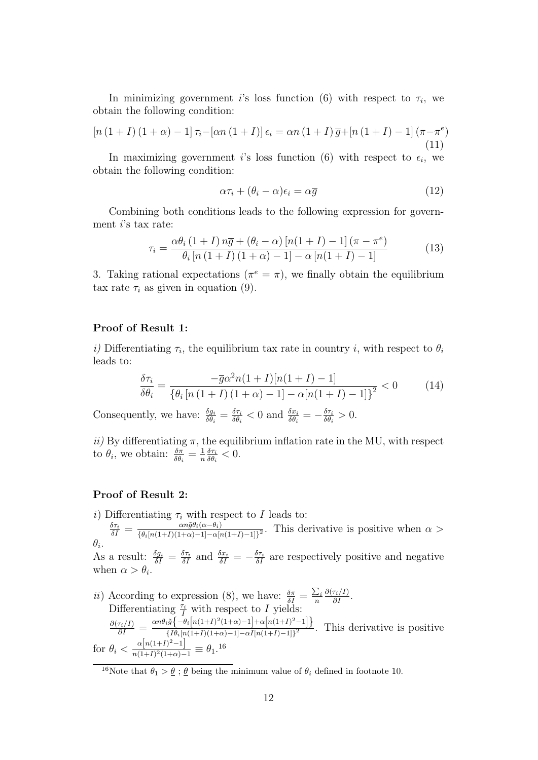In minimizing government $i$'s loss function (6) with respect to $\tau_i$, we obtain the following condition:

$$[n(1+I)(1+\alpha)-1]\tau_i - [\alpha n(1+I)]\epsilon_i = \alpha n(1+I)\overline{g} + [n(1+I)-1](\pi - \pi^e) \tag{11}$$

In maximizing government $i$'s loss function (6) with respect to $\epsilon_i$, we obtain the following condition:

$$\alpha\tau_i + (\theta_i - \alpha)\epsilon_i = \alpha\overline{g} \tag{12}$$

Combining both conditions leads to the following expression for government $i$'s tax rate:

$$\tau_i = \frac{\alpha\theta_i(1+I)n\overline{g} + (\theta_i - \alpha)[n(1+I)-1](\pi - \pi^e)}{\theta_i[n(1+I)(1+\alpha)-1] - \alpha[n(1+I)-1]} \tag{13}$$

3. Taking rational expectations ($\pi^e = \pi$), we finally obtain the equilibrium tax rate $\tau_i$ as given in equation (9).

#### Proof of Result 1:

*i)* Differentiating $\tau_i$, the equilibrium tax rate in country $i$, with respect to $\theta_i$ leads to:

$$\frac{\delta\tau_i}{\delta\theta_i} = \frac{-\overline{g}\alpha^2 n(1+I)[n(1+I)-1]}{\{\theta_i[n(1+I)(1+\alpha)-1] - \alpha[n(1+I)-1]\}^2} < 0 \tag{14}$$

Consequently, we have: $\frac{\delta g_i}{\delta\theta_i} = \frac{\delta\tau_i}{\delta\theta_i} < 0$ and $\frac{\delta x_i}{\delta\theta_i} = -\frac{\delta\tau_i}{\delta\theta_i} > 0$.

*ii)* By differentiating $\pi$, the equilibrium inflation rate in the MU, with respect to $\theta_i$, we obtain: $\frac{\delta\pi}{\delta\theta_i} = \frac{1}{n}\frac{\delta\tau_i}{\delta\theta_i} < 0$.

#### Proof of Result 2:

*i)* Differentiating $\tau_i$ with respect to $I$ leads to:
$\frac{\delta\tau_i}{\delta I} = \frac{\alpha n\tilde{g}\theta_i(\alpha-\theta_i)}{\{\theta_i[n(1+I)(1+\alpha)-1]-\alpha[n(1+I)-1]\}^2}$. This derivative is positive when $\alpha > \theta_i$.
As a result: $\frac{\delta g_i}{\delta I} = \frac{\delta\tau_i}{\delta I}$ and $\frac{\delta x_i}{\delta I} = -\frac{\delta\tau_i}{\delta I}$ are respectively positive and negative when $\alpha > \theta_i$.

*ii)* According to expression (8), we have: $\frac{\delta\pi}{\delta I} = \frac{\sum_i}{n}\frac{\partial(\tau_i/I)}{\partial I}$.
Differentiating $\frac{\tau_i}{I}$ with respect to $I$ yields:
$\frac{\partial(\tau_i/I)}{\partial I} = \frac{\alpha n\theta_i\tilde{g}\left\{-\theta_i\left[n(1+I)^2(1+\alpha)-1\right]+\alpha\left[n(1+I)^2-1\right]\right\}}{\{I\theta_i[n(1+I)(1+\alpha)-1]-\alpha I[n(1+I)-1]\}^2}$. This derivative is positive for $\theta_i < \frac{\alpha\left[n(1+I)^2-1\right]}{n(1+I)^2(1+\alpha)-1} \equiv \theta_1$.[16]

[16] Note that $\theta_1 > \underline{\theta}$ ; $\underline{\theta}$ being the minimum value of $\theta_i$ defined in footnote 10.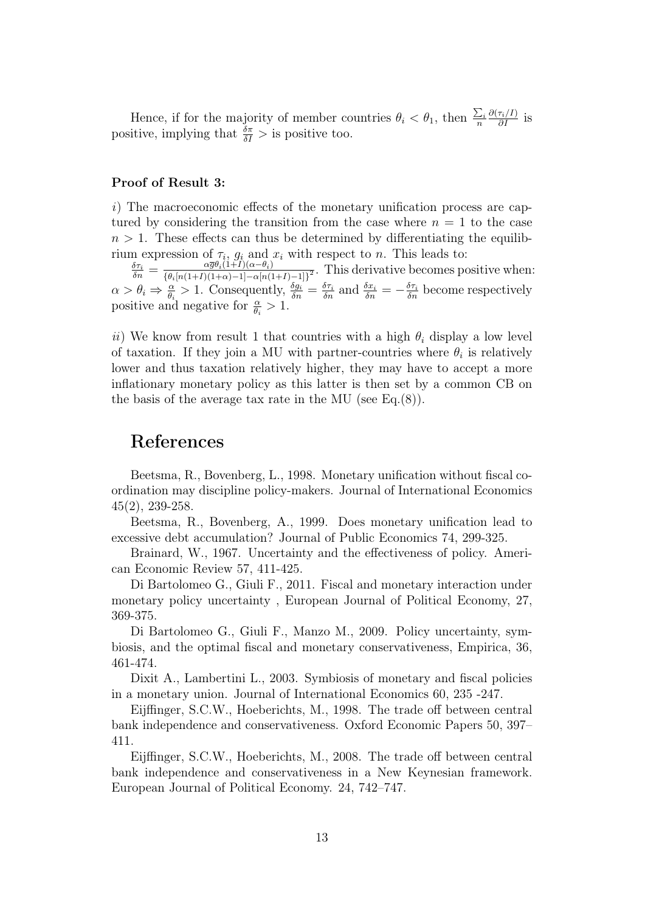Hence, if for the majority of member countries $\theta_i < \theta_1$, then $\frac{\sum_i}{n} \frac{\partial(\tau_i/I)}{\partial I}$ is positive, implying that $\frac{\delta \pi}{\delta I} >$ is positive too.

**Proof of Result 3:**

*i*) The macroeconomic effects of the monetary unification process are captured by considering the transition from the case where $n = 1$ to the case $n > 1$. These effects can thus be determined by differentiating the equilibrium expression of $\tau_i$, $g_i$ and $x_i$ with respect to $n$. This leads to: $\frac{\delta \tau_i}{\delta n} = \frac{\alpha \overline{g} \theta_i (1+I)(\alpha - \theta_i)}{\{\theta_i [n(1+I)(1+\alpha)-1] - \alpha[n(1+I)-1]\}^2}$. This derivative becomes positive when: $\alpha > \theta_i \Rightarrow \frac{\alpha}{\theta_i} > 1$. Consequently, $\frac{\delta g_i}{\delta n} = \frac{\delta \tau_i}{\delta n}$ and $\frac{\delta x_i}{\delta n} = -\frac{\delta \tau_i}{\delta n}$ become respectively positive and negative for $\frac{\alpha}{\theta_i} > 1$.

*ii*) We know from result 1 that countries with a high $\theta_i$ display a low level of taxation. If they join a MU with partner-countries where $\theta_i$ is relatively lower and thus taxation relatively higher, they may have to accept a more inflationary monetary policy as this latter is then set by a common CB on the basis of the average tax rate in the MU (see Eq.(8)).

# References

Beetsma, R., Bovenberg, L., 1998. Monetary unification without fiscal coordination may discipline policy-makers. Journal of International Economics 45(2), 239-258.

Beetsma, R., Bovenberg, A., 1999. Does monetary unification lead to excessive debt accumulation? Journal of Public Economics 74, 299-325.

Brainard, W., 1967. Uncertainty and the effectiveness of policy. American Economic Review 57, 411-425.

Di Bartolomeo G., Giuli F., 2011. Fiscal and monetary interaction under monetary policy uncertainty , European Journal of Political Economy, 27, 369-375.

Di Bartolomeo G., Giuli F., Manzo M., 2009. Policy uncertainty, symbiosis, and the optimal fiscal and monetary conservativeness, Empirica, 36, 461-474.

Dixit A., Lambertini L., 2003. Symbiosis of monetary and fiscal policies in a monetary union. Journal of International Economics 60, 235 -247.

Eijffinger, S.C.W., Hoeberichts, M., 1998. The trade off between central bank independence and conservativeness. Oxford Economic Papers 50, 397–411.

Eijffinger, S.C.W., Hoeberichts, M., 2008. The trade off between central bank independence and conservativeness in a New Keynesian framework. European Journal of Political Economy. 24, 742–747.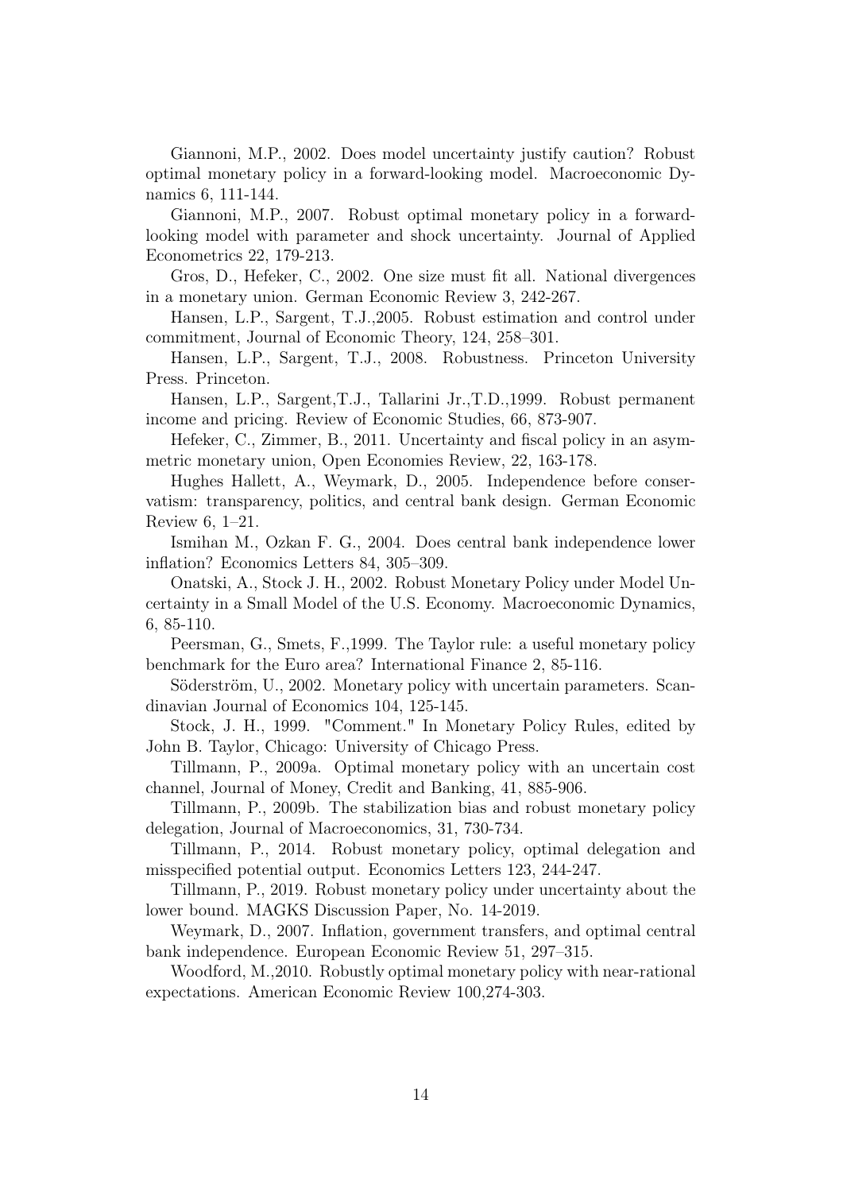Giannoni, M.P., 2002. Does model uncertainty justify caution? Robust optimal monetary policy in a forward-looking model. Macroeconomic Dynamics 6, 111-144.

Giannoni, M.P., 2007. Robust optimal monetary policy in a forward-looking model with parameter and shock uncertainty. Journal of Applied Econometrics 22, 179-213.

Gros, D., Hefeker, C., 2002. One size must fit all. National divergences in a monetary union. German Economic Review 3, 242-267.

Hansen, L.P., Sargent, T.J.,2005. Robust estimation and control under commitment, Journal of Economic Theory, 124, 258–301.

Hansen, L.P., Sargent, T.J., 2008. Robustness. Princeton University Press. Princeton.

Hansen, L.P., Sargent,T.J., Tallarini Jr.,T.D.,1999. Robust permanent income and pricing. Review of Economic Studies, 66, 873-907.

Hefeker, C., Zimmer, B., 2011. Uncertainty and fiscal policy in an asymmetric monetary union, Open Economies Review, 22, 163-178.

Hughes Hallett, A., Weymark, D., 2005. Independence before conservatism: transparency, politics, and central bank design. German Economic Review 6, 1–21.

Ismihan M., Ozkan F. G., 2004. Does central bank independence lower inflation? Economics Letters 84, 305–309.

Onatski, A., Stock J. H., 2002. Robust Monetary Policy under Model Uncertainty in a Small Model of the U.S. Economy. Macroeconomic Dynamics, 6, 85-110.

Peersman, G., Smets, F.,1999. The Taylor rule: a useful monetary policy benchmark for the Euro area? International Finance 2, 85-116.

Söderström, U., 2002. Monetary policy with uncertain parameters. Scandinavian Journal of Economics 104, 125-145.

Stock, J. H., 1999. "Comment." In Monetary Policy Rules, edited by John B. Taylor, Chicago: University of Chicago Press.

Tillmann, P., 2009a. Optimal monetary policy with an uncertain cost channel, Journal of Money, Credit and Banking, 41, 885-906.

Tillmann, P., 2009b. The stabilization bias and robust monetary policy delegation, Journal of Macroeconomics, 31, 730-734.

Tillmann, P., 2014. Robust monetary policy, optimal delegation and misspecified potential output. Economics Letters 123, 244-247.

Tillmann, P., 2019. Robust monetary policy under uncertainty about the lower bound. MAGKS Discussion Paper, No. 14-2019.

Weymark, D., 2007. Inflation, government transfers, and optimal central bank independence. European Economic Review 51, 297–315.

Woodford, M.,2010. Robustly optimal monetary policy with near-rational expectations. American Economic Review 100,274-303.